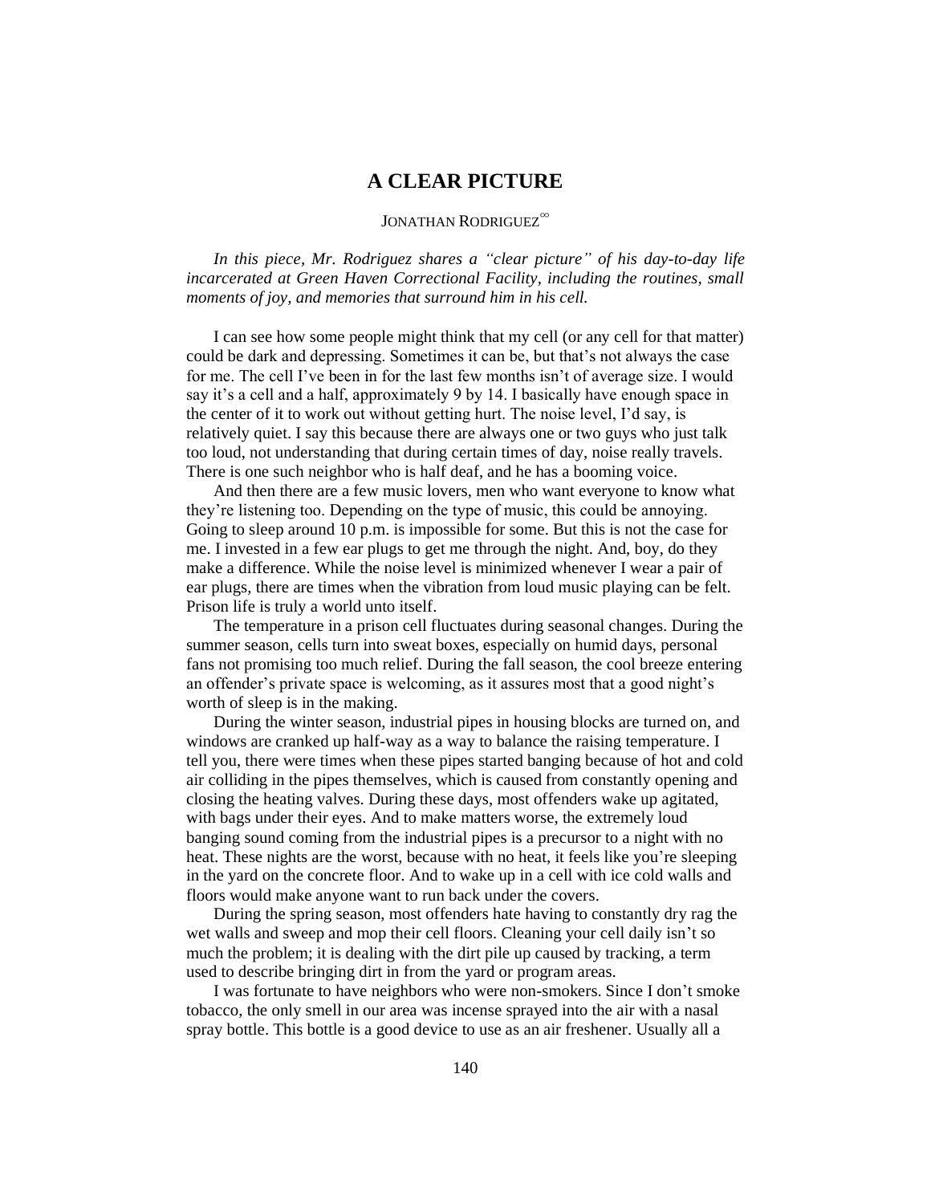# A CLEAR PICTURE

JONATHAN RODRIGUEZ[∞]

*In this piece, Mr. Rodriguez shares a "clear picture" of his day-to-day life incarcerated at Green Haven Correctional Facility, including the routines, small moments of joy, and memories that surround him in his cell.*

I can see how some people might think that my cell (or any cell for that matter) could be dark and depressing. Sometimes it can be, but that's not always the case for me. The cell I've been in for the last few months isn't of average size. I would say it's a cell and a half, approximately 9 by 14. I basically have enough space in the center of it to work out without getting hurt. The noise level, I'd say, is relatively quiet. I say this because there are always one or two guys who just talk too loud, not understanding that during certain times of day, noise really travels. There is one such neighbor who is half deaf, and he has a booming voice.

And then there are a few music lovers, men who want everyone to know what they're listening too. Depending on the type of music, this could be annoying. Going to sleep around 10 p.m. is impossible for some. But this is not the case for me. I invested in a few ear plugs to get me through the night. And, boy, do they make a difference. While the noise level is minimized whenever I wear a pair of ear plugs, there are times when the vibration from loud music playing can be felt. Prison life is truly a world unto itself.

The temperature in a prison cell fluctuates during seasonal changes. During the summer season, cells turn into sweat boxes, especially on humid days, personal fans not promising too much relief. During the fall season, the cool breeze entering an offender's private space is welcoming, as it assures most that a good night's worth of sleep is in the making.

During the winter season, industrial pipes in housing blocks are turned on, and windows are cranked up half-way as a way to balance the raising temperature. I tell you, there were times when these pipes started banging because of hot and cold air colliding in the pipes themselves, which is caused from constantly opening and closing the heating valves. During these days, most offenders wake up agitated, with bags under their eyes. And to make matters worse, the extremely loud banging sound coming from the industrial pipes is a precursor to a night with no heat. These nights are the worst, because with no heat, it feels like you're sleeping in the yard on the concrete floor. And to wake up in a cell with ice cold walls and floors would make anyone want to run back under the covers.

During the spring season, most offenders hate having to constantly dry rag the wet walls and sweep and mop their cell floors. Cleaning your cell daily isn't so much the problem; it is dealing with the dirt pile up caused by tracking, a term used to describe bringing dirt in from the yard or program areas.

I was fortunate to have neighbors who were non-smokers. Since I don't smoke tobacco, the only smell in our area was incense sprayed into the air with a nasal spray bottle. This bottle is a good device to use as an air freshener. Usually all a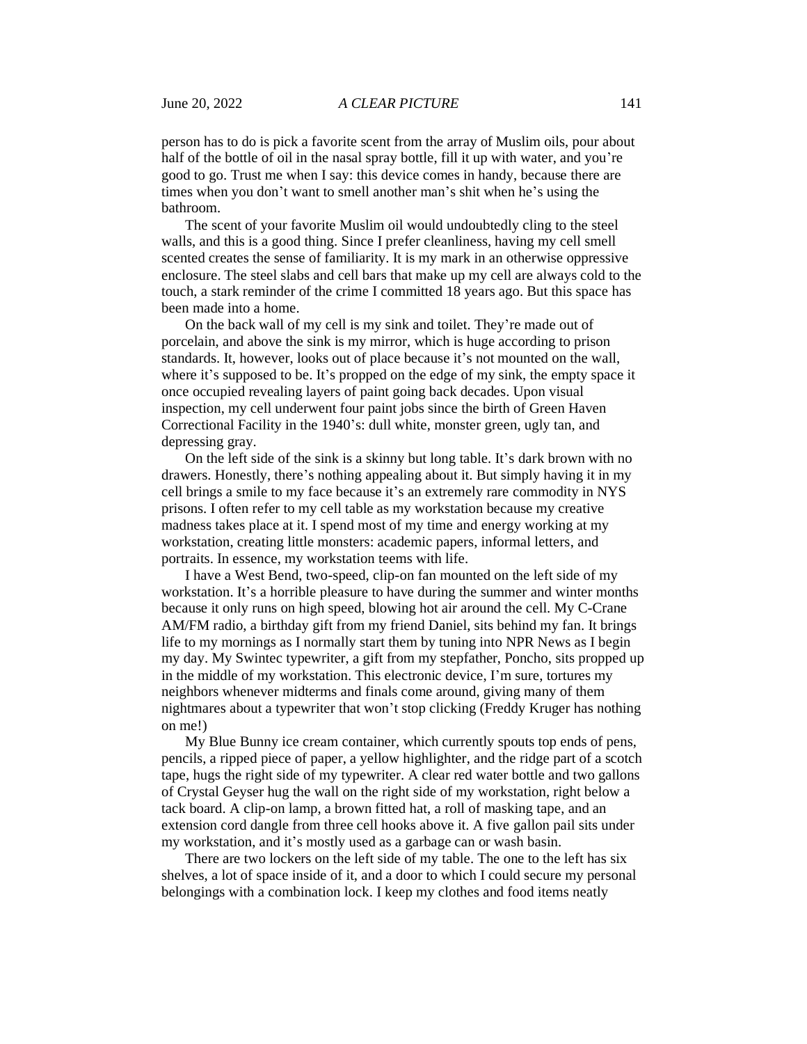person has to do is pick a favorite scent from the array of Muslim oils, pour about half of the bottle of oil in the nasal spray bottle, fill it up with water, and you're good to go. Trust me when I say: this device comes in handy, because there are times when you don't want to smell another man's shit when he's using the bathroom.

The scent of your favorite Muslim oil would undoubtedly cling to the steel walls, and this is a good thing. Since I prefer cleanliness, having my cell smell scented creates the sense of familiarity. It is my mark in an otherwise oppressive enclosure. The steel slabs and cell bars that make up my cell are always cold to the touch, a stark reminder of the crime I committed 18 years ago. But this space has been made into a home.

On the back wall of my cell is my sink and toilet. They're made out of porcelain, and above the sink is my mirror, which is huge according to prison standards. It, however, looks out of place because it's not mounted on the wall, where it's supposed to be. It's propped on the edge of my sink, the empty space it once occupied revealing layers of paint going back decades. Upon visual inspection, my cell underwent four paint jobs since the birth of Green Haven Correctional Facility in the 1940's: dull white, monster green, ugly tan, and depressing gray.

On the left side of the sink is a skinny but long table. It's dark brown with no drawers. Honestly, there's nothing appealing about it. But simply having it in my cell brings a smile to my face because it's an extremely rare commodity in NYS prisons. I often refer to my cell table as my workstation because my creative madness takes place at it. I spend most of my time and energy working at my workstation, creating little monsters: academic papers, informal letters, and portraits. In essence, my workstation teems with life.

I have a West Bend, two-speed, clip-on fan mounted on the left side of my workstation. It's a horrible pleasure to have during the summer and winter months because it only runs on high speed, blowing hot air around the cell. My C-Crane AM/FM radio, a birthday gift from my friend Daniel, sits behind my fan. It brings life to my mornings as I normally start them by tuning into NPR News as I begin my day. My Swintec typewriter, a gift from my stepfather, Poncho, sits propped up in the middle of my workstation. This electronic device, I'm sure, tortures my neighbors whenever midterms and finals come around, giving many of them nightmares about a typewriter that won't stop clicking (Freddy Kruger has nothing on me!)

My Blue Bunny ice cream container, which currently spouts top ends of pens, pencils, a ripped piece of paper, a yellow highlighter, and the ridge part of a scotch tape, hugs the right side of my typewriter. A clear red water bottle and two gallons of Crystal Geyser hug the wall on the right side of my workstation, right below a tack board. A clip-on lamp, a brown fitted hat, a roll of masking tape, and an extension cord dangle from three cell hooks above it. A five gallon pail sits under my workstation, and it's mostly used as a garbage can or wash basin.

There are two lockers on the left side of my table. The one to the left has six shelves, a lot of space inside of it, and a door to which I could secure my personal belongings with a combination lock. I keep my clothes and food items neatly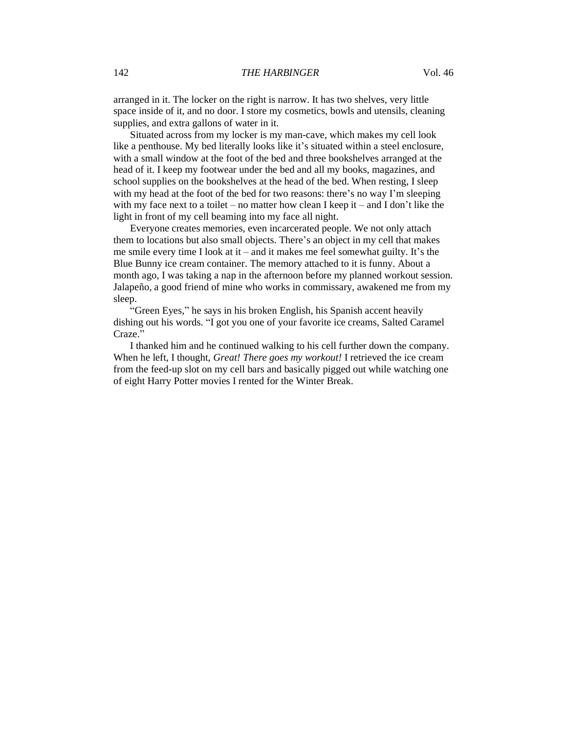arranged in it. The locker on the right is narrow. It has two shelves, very little space inside of it, and no door. I store my cosmetics, bowls and utensils, cleaning supplies, and extra gallons of water in it.

Situated across from my locker is my man-cave, which makes my cell look like a penthouse. My bed literally looks like it's situated within a steel enclosure, with a small window at the foot of the bed and three bookshelves arranged at the head of it. I keep my footwear under the bed and all my books, magazines, and school supplies on the bookshelves at the head of the bed. When resting, I sleep with my head at the foot of the bed for two reasons: there's no way I'm sleeping with my face next to a toilet – no matter how clean I keep it – and I don't like the light in front of my cell beaming into my face all night.

Everyone creates memories, even incarcerated people. We not only attach them to locations but also small objects. There's an object in my cell that makes me smile every time I look at it – and it makes me feel somewhat guilty. It's the Blue Bunny ice cream container. The memory attached to it is funny. About a month ago, I was taking a nap in the afternoon before my planned workout session. Jalapeño, a good friend of mine who works in commissary, awakened me from my sleep.

"Green Eyes," he says in his broken English, his Spanish accent heavily dishing out his words. "I got you one of your favorite ice creams, Salted Caramel Craze."

I thanked him and he continued walking to his cell further down the company. When he left, I thought, *Great! There goes my workout!* I retrieved the ice cream from the feed-up slot on my cell bars and basically pigged out while watching one of eight Harry Potter movies I rented for the Winter Break.